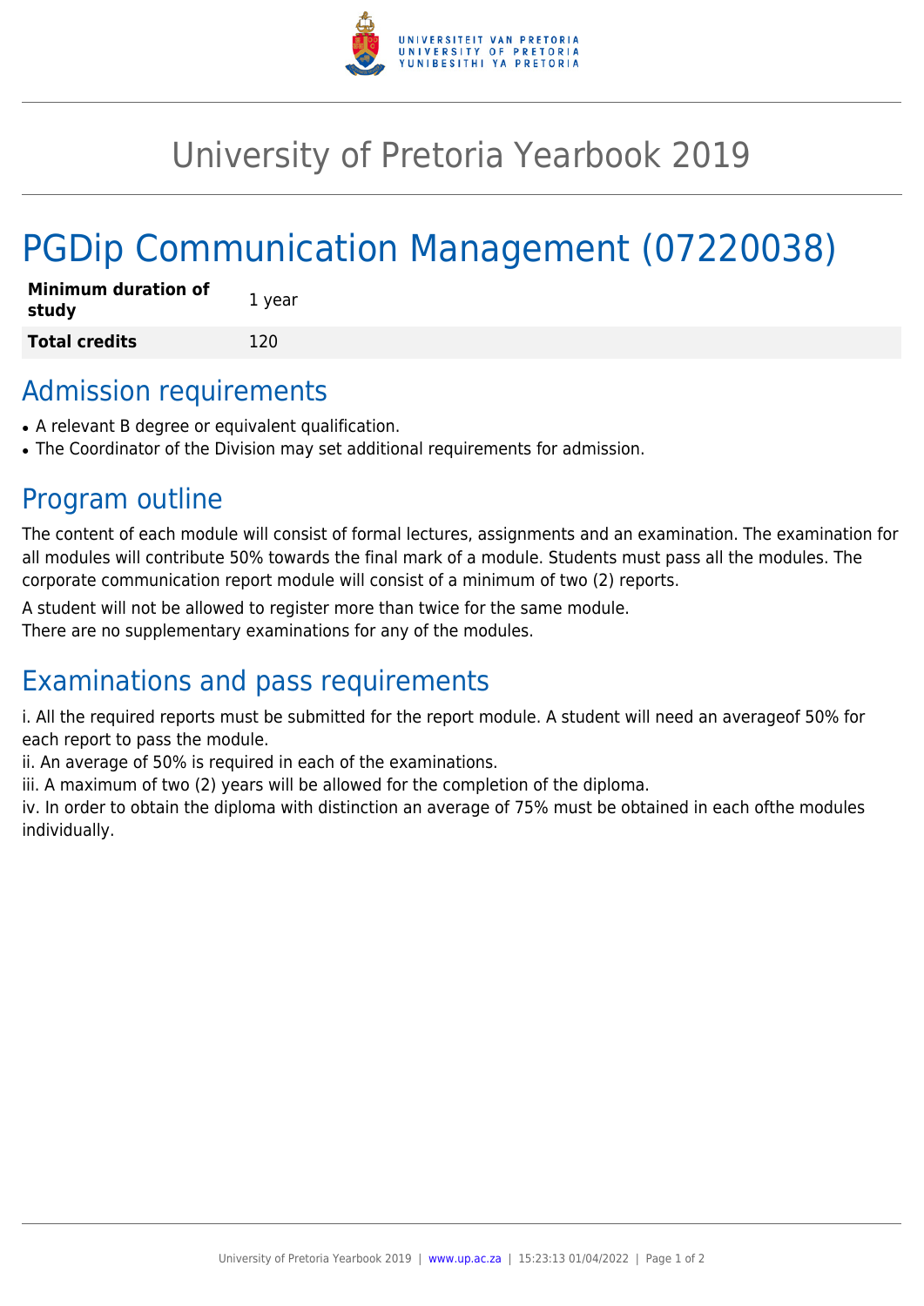# University of Pretoria Yearbook 2019

# PGDip Communication Management (07220038)

| Minimum duration of study | 1 year |
| --- | --- |
| **Total credits** | 120 |

## Admission requirements

- A relevant B degree or equivalent qualification.
- The Coordinator of the Division may set additional requirements for admission.

## Program outline

The content of each module will consist of formal lectures, assignments and an examination. The examination for all modules will contribute 50% towards the final mark of a module. Students must pass all the modules. The corporate communication report module will consist of a minimum of two (2) reports.

A student will not be allowed to register more than twice for the same module.
There are no supplementary examinations for any of the modules.

## Examinations and pass requirements

i. All the required reports must be submitted for the report module. A student will need an averageof 50% for each report to pass the module.
ii. An average of 50% is required in each of the examinations.
iii. A maximum of two (2) years will be allowed for the completion of the diploma.
iv. In order to obtain the diploma with distinction an average of 75% must be obtained in each ofthe modules individually.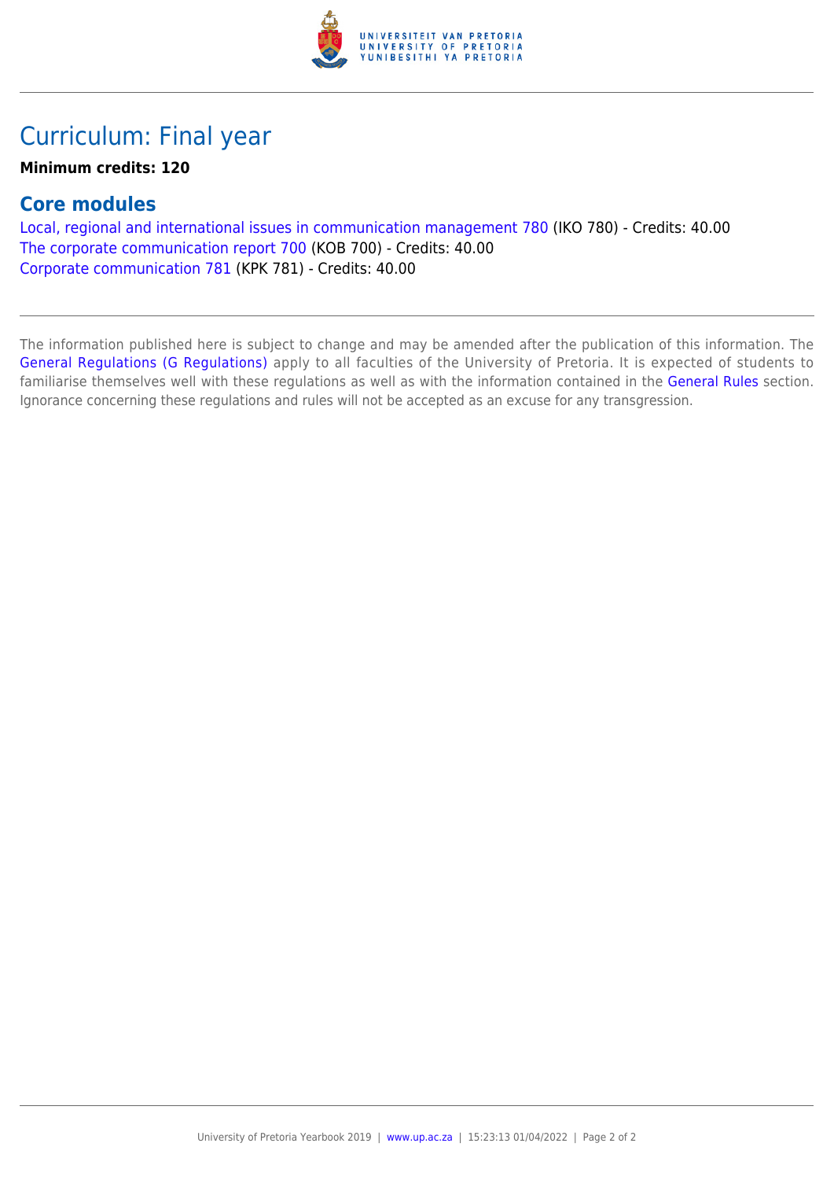## Curriculum: Final year

**Minimum credits: 120**

### Core modules

Local, regional and international issues in communication management 780 (IKO 780) - Credits: 40.00
The corporate communication report 700 (KOB 700) - Credits: 40.00
Corporate communication 781 (KPK 781) - Credits: 40.00

The information published here is subject to change and may be amended after the publication of this information. The General Regulations (G Regulations) apply to all faculties of the University of Pretoria. It is expected of students to familiarise themselves well with these regulations as well as with the information contained in the General Rules section. Ignorance concerning these regulations and rules will not be accepted as an excuse for any transgression.